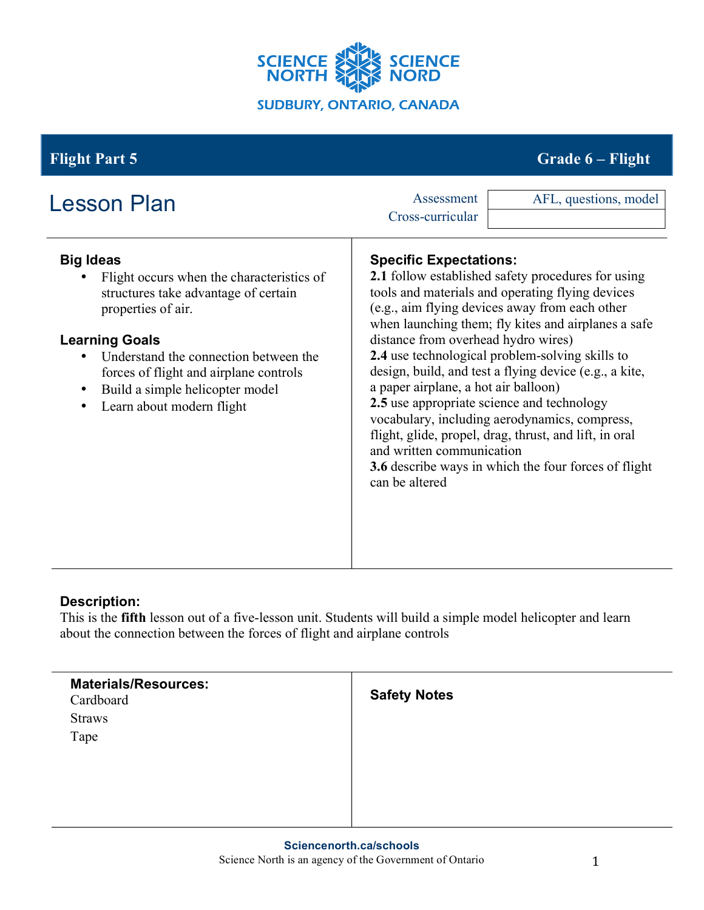SCIENCE NORTH SCIENCE NORD

SUDBURY, ONTARIO, CANADA

| **Flight Part 5** | **Grade 6 – Flight** |
| --- | --- |

# Lesson Plan

| Assessment | AFL, questions, model |
| --- | --- |
| Cross-curricular | |

### Big Ideas

- Flight occurs when the characteristics of structures take advantage of certain properties of air.

### Learning Goals

- Understand the connection between the forces of flight and airplane controls
- Build a simple helicopter model
- Learn about modern flight

### Specific Expectations:

**2.1** follow established safety procedures for using tools and materials and operating flying devices (e.g., aim flying devices away from each other when launching them; fly kites and airplanes a safe distance from overhead hydro wires)
**2.4** use technological problem-solving skills to design, build, and test a flying device (e.g., a kite, a paper airplane, a hot air balloon)
**2.5** use appropriate science and technology vocabulary, including aerodynamics, compress, flight, glide, propel, drag, thrust, and lift, in oral and written communication
**3.6** describe ways in which the four forces of flight can be altered

### Description:

This is the **fifth** lesson out of a five-lesson unit. Students will build a simple model helicopter and learn about the connection between the forces of flight and airplane controls

### Materials/Resources:

Cardboard
Straws
Tape

### Safety Notes

Sciencenorth.ca/schools
Science North is an agency of the Government of Ontario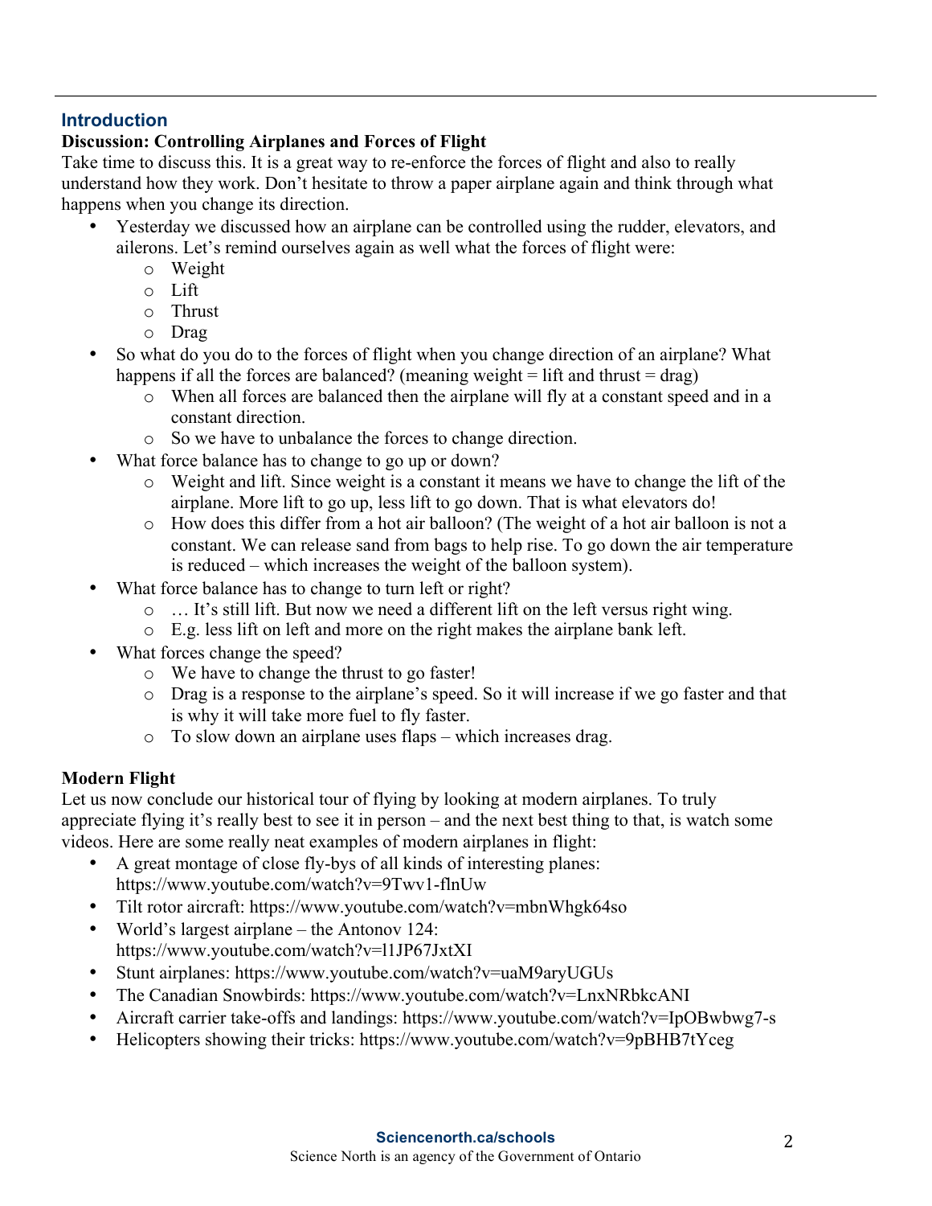## Introduction

**Discussion: Controlling Airplanes and Forces of Flight**

Take time to discuss this. It is a great way to re-enforce the forces of flight and also to really understand how they work. Don't hesitate to throw a paper airplane again and think through what happens when you change its direction.

- Yesterday we discussed how an airplane can be controlled using the rudder, elevators, and ailerons. Let's remind ourselves again as well what the forces of flight were:
  - Weight
  - Lift
  - Thrust
  - Drag
- So what do you do to the forces of flight when you change direction of an airplane? What happens if all the forces are balanced? (meaning weight = lift and thrust = drag)
  - When all forces are balanced then the airplane will fly at a constant speed and in a constant direction.
  - So we have to unbalance the forces to change direction.
- What force balance has to change to go up or down?
  - Weight and lift. Since weight is a constant it means we have to change the lift of the airplane. More lift to go up, less lift to go down. That is what elevators do!
  - How does this differ from a hot air balloon? (The weight of a hot air balloon is not a constant. We can release sand from bags to help rise. To go down the air temperature is reduced – which increases the weight of the balloon system).
- What force balance has to change to turn left or right?
  - … It's still lift. But now we need a different lift on the left versus right wing.
  - E.g. less lift on left and more on the right makes the airplane bank left.
- What forces change the speed?
  - We have to change the thrust to go faster!
  - Drag is a response to the airplane's speed. So it will increase if we go faster and that is why it will take more fuel to fly faster.
  - To slow down an airplane uses flaps – which increases drag.

**Modern Flight**

Let us now conclude our historical tour of flying by looking at modern airplanes. To truly appreciate flying it's really best to see it in person – and the next best thing to that, is watch some videos. Here are some really neat examples of modern airplanes in flight:

- A great montage of close fly-bys of all kinds of interesting planes: https://www.youtube.com/watch?v=9Twv1-flnUw
- Tilt rotor aircraft: https://www.youtube.com/watch?v=mbnWhgk64so
- World's largest airplane – the Antonov 124: https://www.youtube.com/watch?v=l1JP67JxtXI
- Stunt airplanes: https://www.youtube.com/watch?v=uaM9aryUGUs
- The Canadian Snowbirds: https://www.youtube.com/watch?v=LnxNRbkcANI
- Aircraft carrier take-offs and landings: https://www.youtube.com/watch?v=IpOBwbwg7-s
- Helicopters showing their tricks: https://www.youtube.com/watch?v=9pBHB7tYceg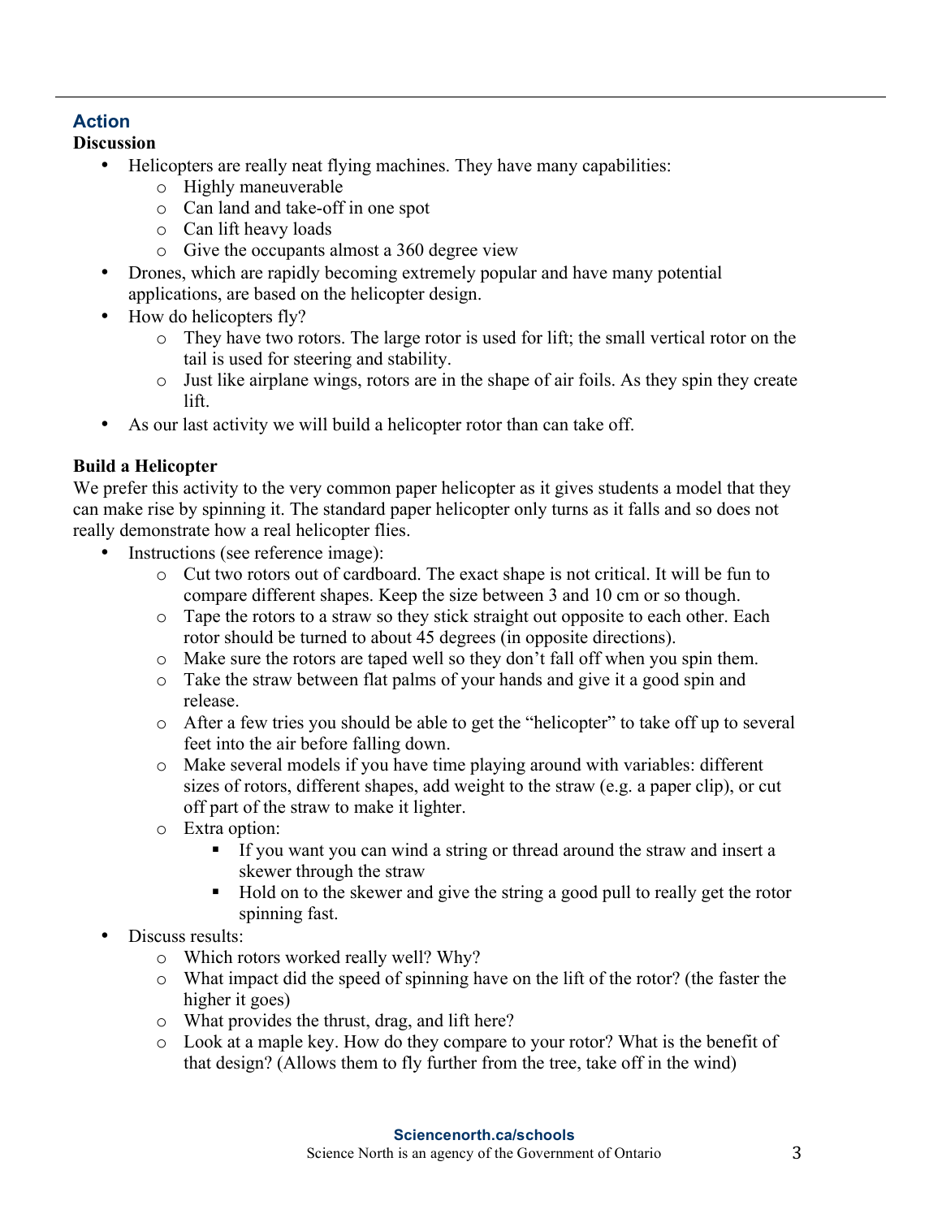## Action

**Discussion**

- Helicopters are really neat flying machines. They have many capabilities:
  - Highly maneuverable
  - Can land and take-off in one spot
  - Can lift heavy loads
  - Give the occupants almost a 360 degree view
- Drones, which are rapidly becoming extremely popular and have many potential applications, are based on the helicopter design.
- How do helicopters fly?
  - They have two rotors. The large rotor is used for lift; the small vertical rotor on the tail is used for steering and stability.
  - Just like airplane wings, rotors are in the shape of air foils. As they spin they create lift.
- As our last activity we will build a helicopter rotor than can take off.

**Build a Helicopter**

We prefer this activity to the very common paper helicopter as it gives students a model that they can make rise by spinning it. The standard paper helicopter only turns as it falls and so does not really demonstrate how a real helicopter flies.

- Instructions (see reference image):
  - Cut two rotors out of cardboard. The exact shape is not critical. It will be fun to compare different shapes. Keep the size between 3 and 10 cm or so though.
  - Tape the rotors to a straw so they stick straight out opposite to each other. Each rotor should be turned to about 45 degrees (in opposite directions).
  - Make sure the rotors are taped well so they don't fall off when you spin them.
  - Take the straw between flat palms of your hands and give it a good spin and release.
  - After a few tries you should be able to get the "helicopter" to take off up to several feet into the air before falling down.
  - Make several models if you have time playing around with variables: different sizes of rotors, different shapes, add weight to the straw (e.g. a paper clip), or cut off part of the straw to make it lighter.
  - Extra option:
    - If you want you can wind a string or thread around the straw and insert a skewer through the straw
    - Hold on to the skewer and give the string a good pull to really get the rotor spinning fast.
- Discuss results:
  - Which rotors worked really well? Why?
  - What impact did the speed of spinning have on the lift of the rotor? (the faster the higher it goes)
  - What provides the thrust, drag, and lift here?
  - Look at a maple key. How do they compare to your rotor? What is the benefit of that design? (Allows them to fly further from the tree, take off in the wind)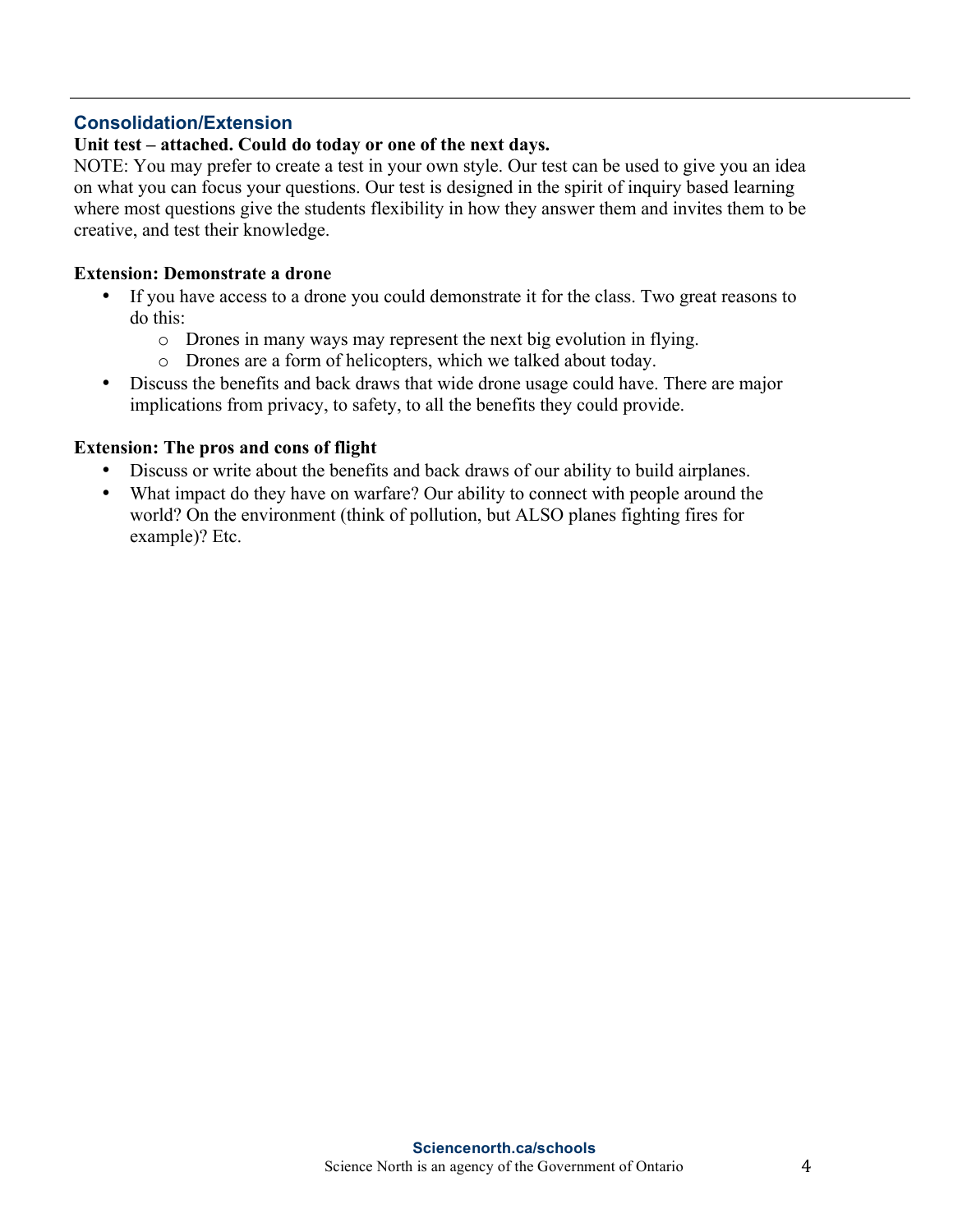## Consolidation/Extension

**Unit test – attached. Could do today or one of the next days.**

NOTE: You may prefer to create a test in your own style. Our test can be used to give you an idea on what you can focus your questions. Our test is designed in the spirit of inquiry based learning where most questions give the students flexibility in how they answer them and invites them to be creative, and test their knowledge.

**Extension: Demonstrate a drone**

- If you have access to a drone you could demonstrate it for the class. Two great reasons to do this:
  - Drones in many ways may represent the next big evolution in flying.
  - Drones are a form of helicopters, which we talked about today.
- Discuss the benefits and back draws that wide drone usage could have. There are major implications from privacy, to safety, to all the benefits they could provide.

**Extension: The pros and cons of flight**

- Discuss or write about the benefits and back draws of our ability to build airplanes.
- What impact do they have on warfare? Our ability to connect with people around the world? On the environment (think of pollution, but ALSO planes fighting fires for example)? Etc.